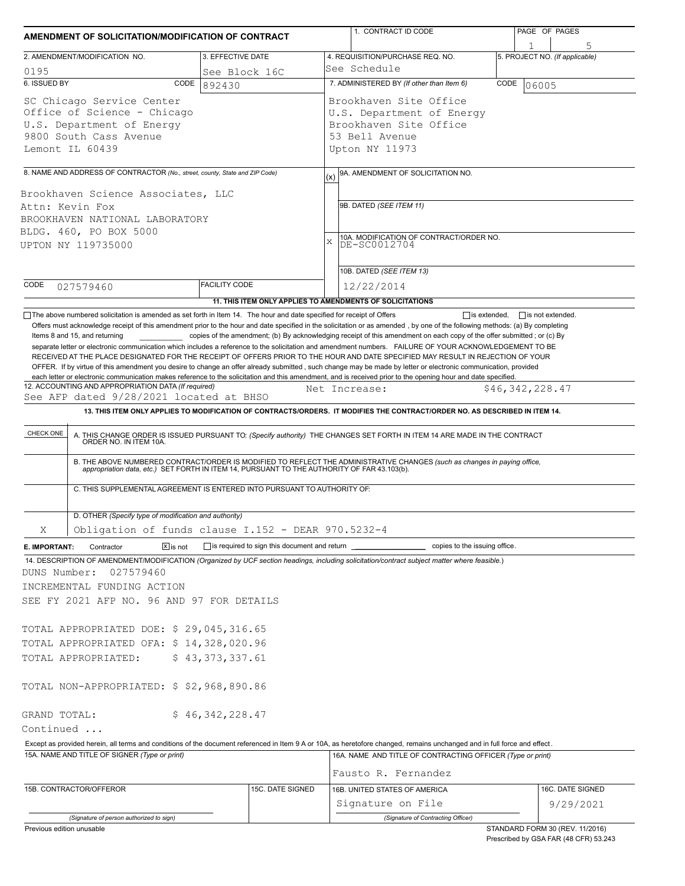# AMENDMENT OF SOLICITATION/MODIFICATION OF CONTRACT

| 1. CONTRACT ID CODE | PAGE OF PAGES |
|---|---|
| | 1 of 5 |

| 2. AMENDMENT/MODIFICATION NO. | 3. EFFECTIVE DATE | 4. REQUISITION/PURCHASE REQ. NO. | 5. PROJECT NO. (If applicable) |
|---|---|---|---|
| 0195 | See Block 16C | See Schedule | |

| 6. ISSUED BY | CODE 892430 | 7. ADMINISTERED BY (If other than Item 6) | CODE 06005 |
|---|---|---|---|
| SC Chicago Service Center<br>Office of Science - Chicago<br>U.S. Department of Energy<br>9800 South Cass Avenue<br>Lemont IL 60439 | | Brookhaven Site Office<br>U.S. Department of Energy<br>Brookhaven Site Office<br>53 Bell Avenue<br>Upton NY 11973 | |

**8. NAME AND ADDRESS OF CONTRACTOR** (No., street, county, State and ZIP Code)

Brookhaven Science Associates, LLC
Attn: Kevin Fox
BROOKHAVEN NATIONAL LABORATORY
BLDG. 460, PO BOX 5000
UPTON NY 119735000

CODE 027579460 | FACILITY CODE

(x) 9A. AMENDMENT OF SOLICITATION NO.

9B. DATED (SEE ITEM 11)

X 10A. MODIFICATION OF CONTRACT/ORDER NO.
DE-SC0012704

10B. DATED (SEE ITEM 13)
12/22/2014

**11. THIS ITEM ONLY APPLIES TO AMENDMENTS OF SOLICITATIONS**

☐ The above numbered solicitation is amended as set forth in Item 14. The hour and date specified for receipt of Offers ☐ is extended, ☐ is not extended.
Offers must acknowledge receipt of this amendment prior to the hour and date specified in the solicitation or as amended , by one of the following methods: (a) By completing Items 8 and 15, and returning __________ copies of the amendment; (b) By acknowledging receipt of this amendment on each copy of the offer submitted ; or (c) By separate letter or electronic communication which includes a reference to the solicitation and amendment numbers. FAILURE OF YOUR ACKNOWLEDGEMENT TO BE RECEIVED AT THE PLACE DESIGNATED FOR THE RECEIPT OF OFFERS PRIOR TO THE HOUR AND DATE SPECIFIED MAY RESULT IN REJECTION OF YOUR OFFER. If by virtue of this amendment you desire to change an offer already submitted , such change may be made by letter or electronic communication, provided each letter or electronic communication makes reference to the solicitation and this amendment, and is received prior to the opening hour and date specified.

**12. ACCOUNTING AND APPROPRIATION DATA** (If required)
See AFP dated 9/28/2021 located at BHSO — Net Increase: $46,342,228.47

**13. THIS ITEM ONLY APPLIES TO MODIFICATION OF CONTRACTS/ORDERS. IT MODIFIES THE CONTRACT/ORDER NO. AS DESCRIBED IN ITEM 14.**

| CHECK ONE | |
|---|---|
| | A. THIS CHANGE ORDER IS ISSUED PURSUANT TO: (Specify authority) THE CHANGES SET FORTH IN ITEM 14 ARE MADE IN THE CONTRACT ORDER NO. IN ITEM 10A. |
| | B. THE ABOVE NUMBERED CONTRACT/ORDER IS MODIFIED TO REFLECT THE ADMINISTRATIVE CHANGES (such as changes in paying office, appropriation data, etc.) SET FORTH IN ITEM 14, PURSUANT TO THE AUTHORITY OF FAR 43.103(b). |
| | C. THIS SUPPLEMENTAL AGREEMENT IS ENTERED INTO PURSUANT TO AUTHORITY OF: |
| X | D. OTHER (Specify type of modification and authority)<br>Obligation of funds clause I.152 - DEAR 970.5232-4 |

**E. IMPORTANT:** Contractor ☒ is not ☐ is required to sign this document and return __________ copies to the issuing office.

**14. DESCRIPTION OF AMENDMENT/MODIFICATION** (Organized by UCF section headings, including solicitation/contract subject matter where feasible.)

DUNS Number: 027579460
INCREMENTAL FUNDING ACTION
SEE FY 2021 AFP NO. 96 AND 97 FOR DETAILS

TOTAL APPROPRIATED DOE: $ 29,045,316.65
TOTAL APPROPRIATED OFA: $ 14,328,020.96
TOTAL APPROPRIATED: $ 43,373,337.61

TOTAL NON-APPROPRIATED: $ $2,968,890.86

GRAND TOTAL: $ 46,342,228.47
Continued ...

Except as provided herein, all terms and conditions of the document referenced in Item 9 A or 10A, as heretofore changed, remains unchanged and in full force and effect.

| 15A. NAME AND TITLE OF SIGNER (Type or print) | | 16A. NAME AND TITLE OF CONTRACTING OFFICER (Type or print) | |
|---|---|---|---|
| | | Fausto R. Fernandez | |
| 15B. CONTRACTOR/OFFEROR | 15C. DATE SIGNED | 16B. UNITED STATES OF AMERICA | 16C. DATE SIGNED |
| (Signature of person authorized to sign) | | Signature on File<br>(Signature of Contracting Officer) | 9/29/2021 |

Previous edition unusable

STANDARD FORM 30 (REV. 11/2016)
Prescribed by GSA FAR (48 CFR) 53.243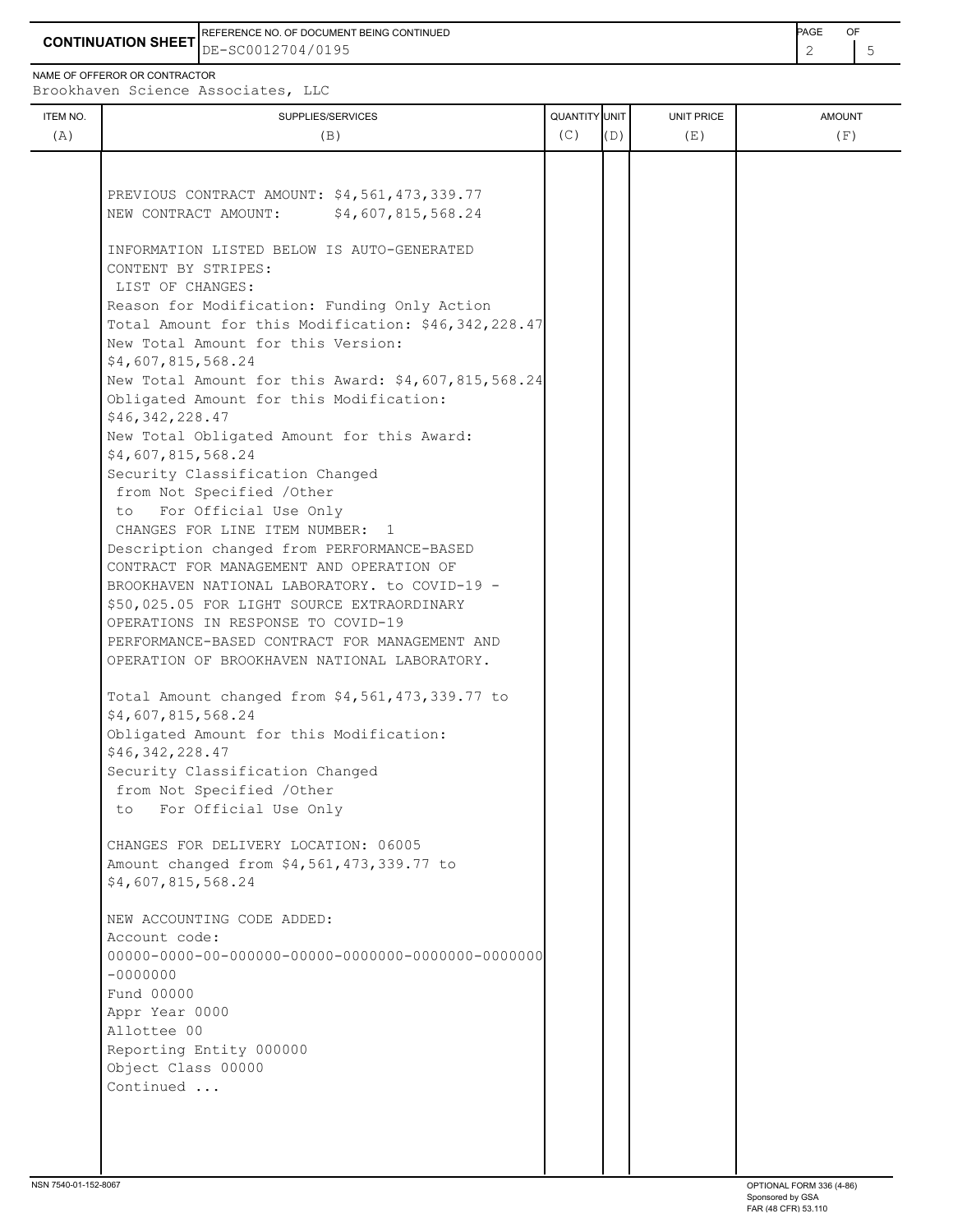**CONTINUATION SHEET**

REFERENCE NO. OF DOCUMENT BEING CONTINUED: DE-SC0012704/0195

NAME OF OFFEROR OR CONTRACTOR: Brookhaven Science Associates, LLC

| ITEM NO. (A) | SUPPLIES/SERVICES (B) | QUANTITY (C) | UNIT (D) | UNIT PRICE (E) | AMOUNT (F) |
|---|---|---|---|---|---|
| | PREVIOUS CONTRACT AMOUNT: $4,561,473,339.77<br>NEW CONTRACT AMOUNT: $4,607,815,568.24<br><br>INFORMATION LISTED BELOW IS AUTO-GENERATED CONTENT BY STRIPES:<br>LIST OF CHANGES:<br>Reason for Modification: Funding Only Action<br>Total Amount for this Modification: $46,342,228.47<br>New Total Amount for this Version: $4,607,815,568.24<br>New Total Amount for this Award: $4,607,815,568.24<br>Obligated Amount for this Modification: $46,342,228.47<br>New Total Obligated Amount for this Award: $4,607,815,568.24<br>Security Classification Changed<br>from Not Specified /Other<br>to For Official Use Only<br>CHANGES FOR LINE ITEM NUMBER: 1<br>Description changed from PERFORMANCE-BASED CONTRACT FOR MANAGEMENT AND OPERATION OF BROOKHAVEN NATIONAL LABORATORY. to COVID-19 - $50,025.05 FOR LIGHT SOURCE EXTRAORDINARY OPERATIONS IN RESPONSE TO COVID-19 PERFORMANCE-BASED CONTRACT FOR MANAGEMENT AND OPERATION OF BROOKHAVEN NATIONAL LABORATORY.<br><br>Total Amount changed from $4,561,473,339.77 to $4,607,815,568.24<br>Obligated Amount for this Modification: $46,342,228.47<br>Security Classification Changed<br>from Not Specified /Other<br>to For Official Use Only<br><br>CHANGES FOR DELIVERY LOCATION: 06005<br>Amount changed from $4,561,473,339.77 to $4,607,815,568.24<br><br>NEW ACCOUNTING CODE ADDED:<br>Account code:<br>00000-0000-00-000000-00000-0000000-0000000-0000000-0000000<br>Fund 00000<br>Appr Year 0000<br>Allottee 00<br>Reporting Entity 000000<br>Object Class 00000<br>Continued ... | | | | |

NSN 7540-01-152-8067

OPTIONAL FORM 336 (4-86)
Sponsored by GSA
FAR (48 CFR) 53.110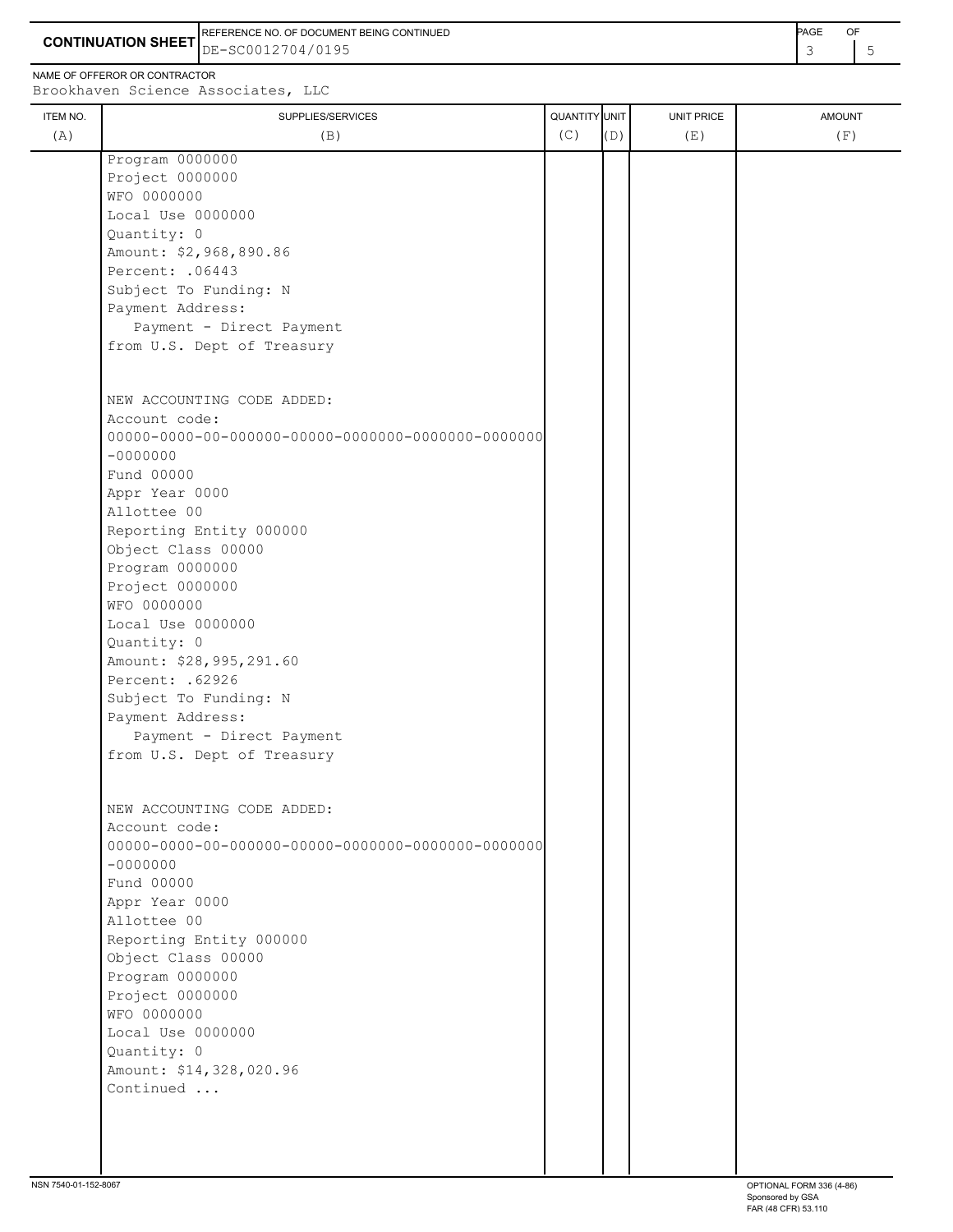**CONTINUATION SHEET**

REFERENCE NO. OF DOCUMENT BEING CONTINUED: DE-SC0012704/0195

NAME OF OFFEROR OR CONTRACTOR: Brookhaven Science Associates, LLC

| ITEM NO. (A) | SUPPLIES/SERVICES (B) | QUANTITY (C) | UNIT (D) | UNIT PRICE (E) | AMOUNT (F) |
|---|---|---|---|---|---|
| | Program 0000000<br>Project 0000000<br>WFO 0000000<br>Local Use 0000000<br>Quantity: 0<br>Amount: $2,968,890.86<br>Percent: .06443<br>Subject To Funding: N<br>Payment Address:<br>Payment - Direct Payment<br>from U.S. Dept of Treasury<br><br>NEW ACCOUNTING CODE ADDED:<br>Account code:<br>00000-0000-00-000000-00000-0000000-0000000-0000000-0000000<br>Fund 00000<br>Appr Year 0000<br>Allottee 00<br>Reporting Entity 000000<br>Object Class 00000<br>Program 0000000<br>Project 0000000<br>WFO 0000000<br>Local Use 0000000<br>Quantity: 0<br>Amount: $28,995,291.60<br>Percent: .62926<br>Subject To Funding: N<br>Payment Address:<br>Payment - Direct Payment<br>from U.S. Dept of Treasury<br><br>NEW ACCOUNTING CODE ADDED:<br>Account code:<br>00000-0000-00-000000-00000-0000000-0000000-0000000-0000000<br>Fund 00000<br>Appr Year 0000<br>Allottee 00<br>Reporting Entity 000000<br>Object Class 00000<br>Program 0000000<br>Project 0000000<br>WFO 0000000<br>Local Use 0000000<br>Quantity: 0<br>Amount: $14,328,020.96<br>Continued ... | | | | |

NSN 7540-01-152-8067

OPTIONAL FORM 336 (4-86)
Sponsored by GSA
FAR (48 CFR) 53.110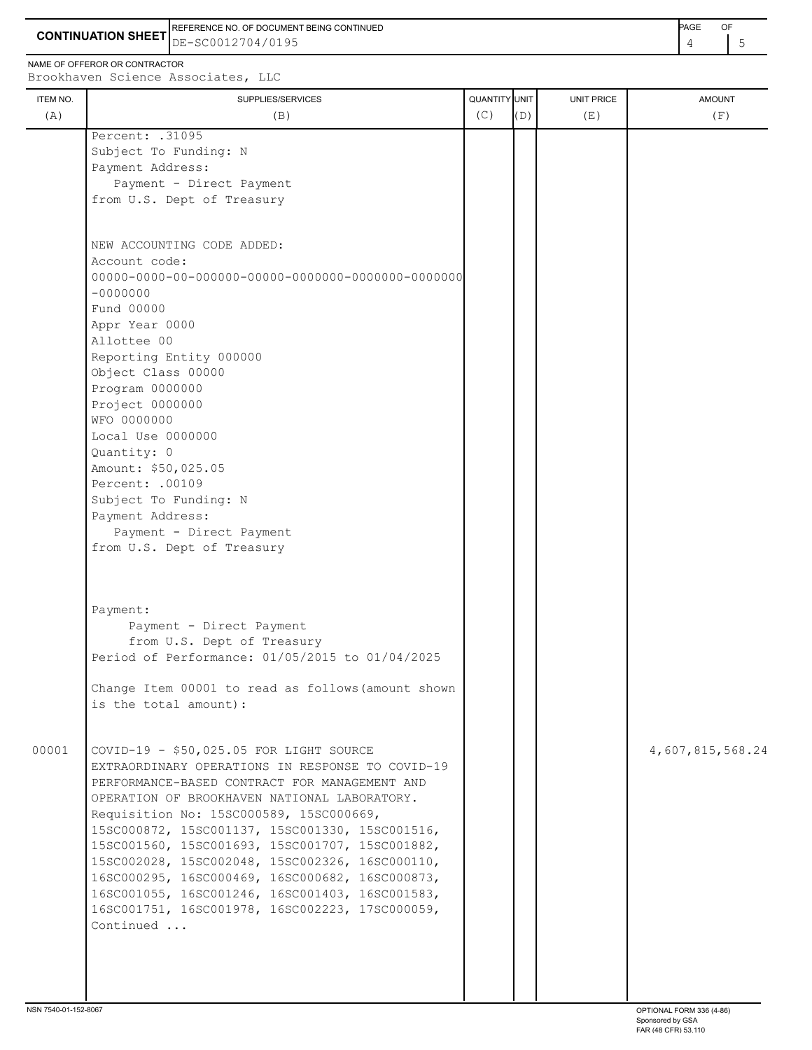**CONTINUATION SHEET**

REFERENCE NO. OF DOCUMENT BEING CONTINUED: DE-SC0012704/0195

NAME OF OFFEROR OR CONTRACTOR: Brookhaven Science Associates, LLC

| ITEM NO. (A) | SUPPLIES/SERVICES (B) | QUANTITY (C) | UNIT (D) | UNIT PRICE (E) | AMOUNT (F) |
|---|---|---|---|---|---|
| | Percent: .31095<br>Subject To Funding: N<br>Payment Address:<br>Payment - Direct Payment<br>from U.S. Dept of Treasury<br><br>NEW ACCOUNTING CODE ADDED:<br>Account code:<br>00000-0000-00-000000-00000-0000000-0000000-0000000-0000000<br>Fund 00000<br>Appr Year 0000<br>Allottee 00<br>Reporting Entity 000000<br>Object Class 00000<br>Program 0000000<br>Project 0000000<br>WFO 0000000<br>Local Use 0000000<br>Quantity: 0<br>Amount: $50,025.05<br>Percent: .00109<br>Subject To Funding: N<br>Payment Address:<br>Payment - Direct Payment<br>from U.S. Dept of Treasury<br><br>Payment:<br>Payment - Direct Payment<br>from U.S. Dept of Treasury<br>Period of Performance: 01/05/2015 to 01/04/2025<br><br>Change Item 00001 to read as follows(amount shown is the total amount): | | | | |
| 00001 | COVID-19 - $50,025.05 FOR LIGHT SOURCE EXTRAORDINARY OPERATIONS IN RESPONSE TO COVID-19 PERFORMANCE-BASED CONTRACT FOR MANAGEMENT AND OPERATION OF BROOKHAVEN NATIONAL LABORATORY.<br>Requisition No: 15SC000589, 15SC000669, 15SC000872, 15SC001137, 15SC001330, 15SC001516, 15SC001560, 15SC001693, 15SC001707, 15SC001882, 15SC002028, 15SC002048, 15SC002326, 16SC000110, 16SC000295, 16SC000469, 16SC000682, 16SC000873, 16SC001055, 16SC001246, 16SC001403, 16SC001583, 16SC001751, 16SC001978, 16SC002223, 17SC000059,<br>Continued ... | | | | 4,607,815,568.24 |

NSN 7540-01-152-8067

OPTIONAL FORM 336 (4-86)
Sponsored by GSA
FAR (48 CFR) 53.110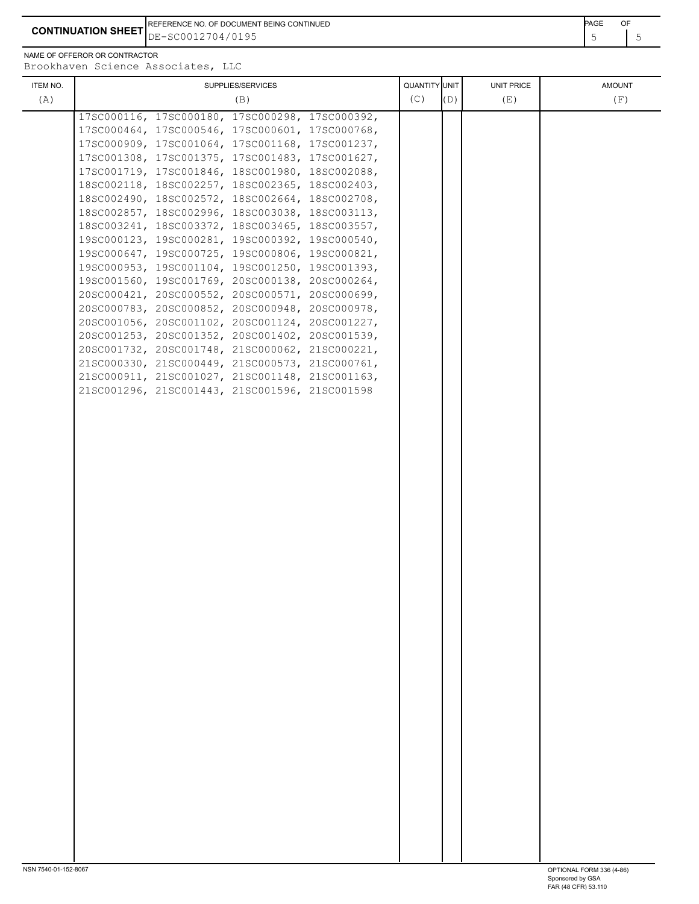**CONTINUATION SHEET**

REFERENCE NO. OF DOCUMENT BEING CONTINUED
DE-SC0012704/0195

NAME OF OFFEROR OR CONTRACTOR
Brookhaven Science Associates, LLC

| ITEM NO. (A) | SUPPLIES/SERVICES (B) | QUANTITY (C) | UNIT (D) | UNIT PRICE (E) | AMOUNT (F) |
|---|---|---|---|---|---|
| | 17SC000116, 17SC000180, 17SC000298, 17SC000392, 17SC000464, 17SC000546, 17SC000601, 17SC000768, 17SC000909, 17SC001064, 17SC001168, 17SC001237, 17SC001308, 17SC001375, 17SC001483, 17SC001627, 17SC001719, 17SC001846, 18SC001980, 18SC002088, 18SC002118, 18SC002257, 18SC002365, 18SC002403, 18SC002490, 18SC002572, 18SC002664, 18SC002708, 18SC002857, 18SC002996, 18SC003038, 18SC003113, 18SC003241, 18SC003372, 18SC003465, 18SC003557, 19SC000123, 19SC000281, 19SC000392, 19SC000540, 19SC000647, 19SC000725, 19SC000806, 19SC000821, 19SC000953, 19SC001104, 19SC001250, 19SC001393, 19SC001560, 19SC001769, 20SC000138, 20SC000264, 20SC000421, 20SC000552, 20SC000571, 20SC000699, 20SC000783, 20SC000852, 20SC000948, 20SC000978, 20SC001056, 20SC001102, 20SC001124, 20SC001227, 20SC001253, 20SC001352, 20SC001402, 20SC001539, 20SC001732, 20SC001748, 21SC000062, 21SC000221, 21SC000330, 21SC000449, 21SC000573, 21SC000761, 21SC000911, 21SC001027, 21SC001148, 21SC001163, 21SC001296, 21SC001443, 21SC001596, 21SC001598 | | | | |

NSN 7540-01-152-8067

OPTIONAL FORM 336 (4-86)
Sponsored by GSA
FAR (48 CFR) 53.110